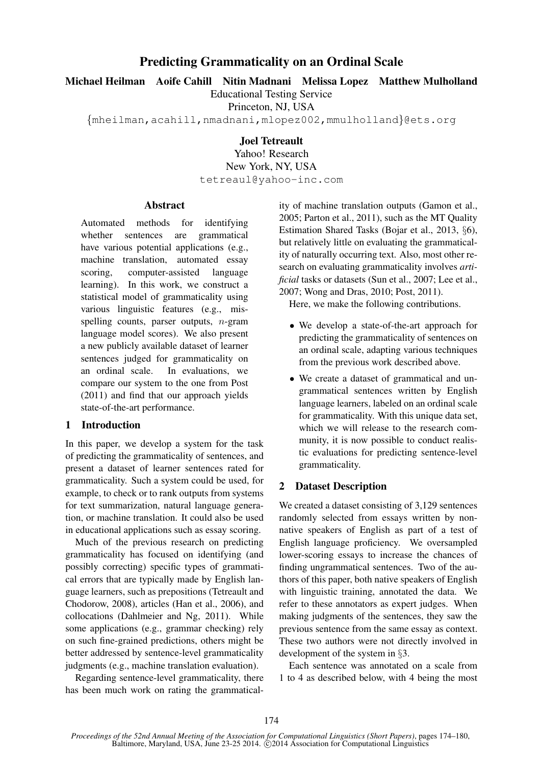# Predicting Grammaticality on an Ordinal Scale

**Michael Heilman Aoife Cahill Nitin Madnani Melissa Lopez Matthew Mulholland**

Educational Testing Service
Princeton, NJ, USA
{mheilman,acahill,nmadnani,mlopez002,mmulholland}@ets.org

**Joel Tetreault**

Yahoo! Research
New York, NY, USA
tetreaul@yahoo-inc.com

## Abstract

Automated methods for identifying whether sentences are grammatical have various potential applications (e.g., machine translation, automated essay scoring, computer-assisted language learning). In this work, we construct a statistical model of grammaticality using various linguistic features (e.g., misspelling counts, parser outputs, $n$-gram language model scores). We also present a new publicly available dataset of learner sentences judged for grammaticality on an ordinal scale. In evaluations, we compare our system to the one from Post (2011) and find that our approach yields state-of-the-art performance.

## 1 Introduction

In this paper, we develop a system for the task of predicting the grammaticality of sentences, and present a dataset of learner sentences rated for grammaticality. Such a system could be used, for example, to check or to rank outputs from systems for text summarization, natural language generation, or machine translation. It could also be used in educational applications such as essay scoring.

Much of the previous research on predicting grammaticality has focused on identifying (and possibly correcting) specific types of grammatical errors that are typically made by English language learners, such as prepositions (Tetreault and Chodorow, 2008), articles (Han et al., 2006), and collocations (Dahlmeier and Ng, 2011). While some applications (e.g., grammar checking) rely on such fine-grained predictions, others might be better addressed by sentence-level grammaticality judgments (e.g., machine translation evaluation).

Regarding sentence-level grammaticality, there has been much work on rating the grammaticality of machine translation outputs (Gamon et al., 2005; Parton et al., 2011), such as the MT Quality Estimation Shared Tasks (Bojar et al., 2013, §6), but relatively little on evaluating the grammaticality of naturally occurring text. Also, most other research on evaluating grammaticality involves *artificial* tasks or datasets (Sun et al., 2007; Lee et al., 2007; Wong and Dras, 2010; Post, 2011).

Here, we make the following contributions.

- We develop a state-of-the-art approach for predicting the grammaticality of sentences on an ordinal scale, adapting various techniques from the previous work described above.
- We create a dataset of grammatical and ungrammatical sentences written by English language learners, labeled on an ordinal scale for grammaticality. With this unique data set, which we will release to the research community, it is now possible to conduct realistic evaluations for predicting sentence-level grammaticality.

## 2 Dataset Description

We created a dataset consisting of 3,129 sentences randomly selected from essays written by non-native speakers of English as part of a test of English language proficiency. We oversampled lower-scoring essays to increase the chances of finding ungrammatical sentences. Two of the authors of this paper, both native speakers of English with linguistic training, annotated the data. We refer to these annotators as expert judges. When making judgments of the sentences, they saw the previous sentence from the same essay as context. These two authors were not directly involved in development of the system in §3.

Each sentence was annotated on a scale from 1 to 4 as described below, with 4 being the most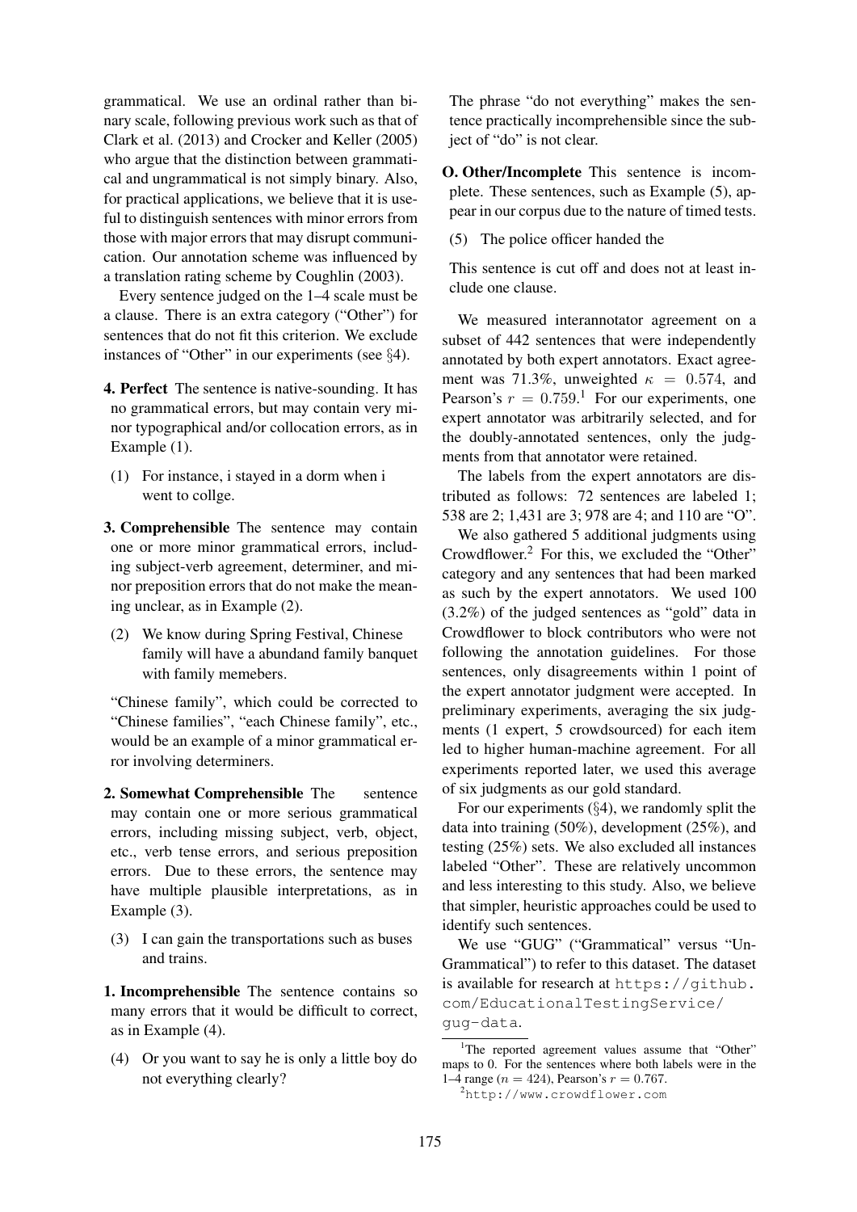grammatical. We use an ordinal rather than binary scale, following previous work such as that of Clark et al. (2013) and Crocker and Keller (2005) who argue that the distinction between grammatical and ungrammatical is not simply binary. Also, for practical applications, we believe that it is useful to distinguish sentences with minor errors from those with major errors that may disrupt communication. Our annotation scheme was influenced by a translation rating scheme by Coughlin (2003).

Every sentence judged on the 1–4 scale must be a clause. There is an extra category ("Other") for sentences that do not fit this criterion. We exclude instances of "Other" in our experiments (see §4).

**4. Perfect** The sentence is native-sounding. It has no grammatical errors, but may contain very minor typographical and/or collocation errors, as in Example (1).

(1) For instance, i stayed in a dorm when i went to collge.

**3. Comprehensible** The sentence may contain one or more minor grammatical errors, including subject-verb agreement, determiner, and minor preposition errors that do not make the meaning unclear, as in Example (2).

(2) We know during Spring Festival, Chinese family will have a abundand family banquet with family memebers.

"Chinese family", which could be corrected to "Chinese families", "each Chinese family", etc., would be an example of a minor grammatical error involving determiners.

**2. Somewhat Comprehensible** The sentence may contain one or more serious grammatical errors, including missing subject, verb, object, etc., verb tense errors, and serious preposition errors. Due to these errors, the sentence may have multiple plausible interpretations, as in Example (3).

(3) I can gain the transportations such as buses and trains.

**1. Incomprehensible** The sentence contains so many errors that it would be difficult to correct, as in Example (4).

(4) Or you want to say he is only a little boy do not everything clearly?

The phrase "do not everything" makes the sentence practically incomprehensible since the subject of "do" is not clear.

**O. Other/Incomplete** This sentence is incomplete. These sentences, such as Example (5), appear in our corpus due to the nature of timed tests.

(5) The police officer handed the

This sentence is cut off and does not at least include one clause.

We measured interannotator agreement on a subset of 442 sentences that were independently annotated by both expert annotators. Exact agreement was 71.3%, unweighted $\kappa = 0.574$, and Pearson's $r = 0.759$.[1] For our experiments, one expert annotator was arbitrarily selected, and for the doubly-annotated sentences, only the judgments from that annotator were retained.

The labels from the expert annotators are distributed as follows: 72 sentences are labeled 1; 538 are 2; 1,431 are 3; 978 are 4; and 110 are "O".

We also gathered 5 additional judgments using Crowdflower.[2] For this, we excluded the "Other" category and any sentences that had been marked as such by the expert annotators. We used 100 (3.2%) of the judged sentences as "gold" data in Crowdflower to block contributors who were not following the annotation guidelines. For those sentences, only disagreements within 1 point of the expert annotator judgment were accepted. In preliminary experiments, averaging the six judgments (1 expert, 5 crowdsourced) for each item led to higher human-machine agreement. For all experiments reported later, we used this average of six judgments as our gold standard.

For our experiments (§4), we randomly split the data into training (50%), development (25%), and testing (25%) sets. We also excluded all instances labeled "Other". These are relatively uncommon and less interesting to this study. Also, we believe that simpler, heuristic approaches could be used to identify such sentences.

We use "GUG" ("Grammatical" versus "UnGrammatical") to refer to this dataset. The dataset is available for research at https://github.com/EducationalTestingService/gug-data.

[1] The reported agreement values assume that "Other" maps to 0. For the sentences where both labels were in the 1–4 range ($n = 424$), Pearson's $r = 0.767$.

[2] http://www.crowdflower.com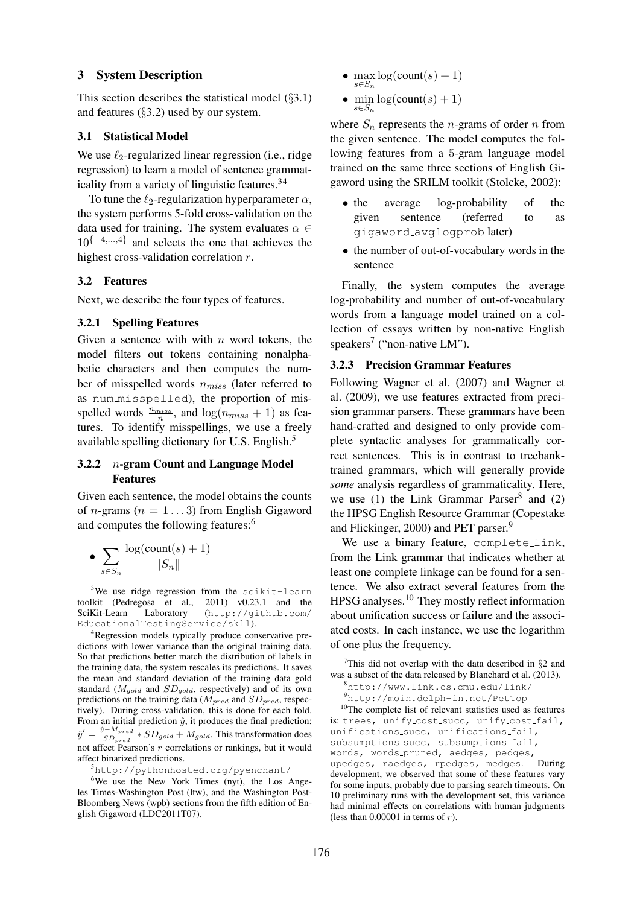## 3 System Description

This section describes the statistical model (§3.1) and features (§3.2) used by our system.

### 3.1 Statistical Model

We use $\ell_2$-regularized linear regression (i.e., ridge regression) to learn a model of sentence grammaticality from a variety of linguistic features.[3][4]

To tune the $\ell_2$-regularization hyperparameter $\alpha$, the system performs 5-fold cross-validation on the data used for training. The system evaluates $\alpha \in 10^{\{-4,...,4\}}$ and selects the one that achieves the highest cross-validation correlation $r$.

### 3.2 Features

Next, we describe the four types of features.

#### 3.2.1 Spelling Features

Given a sentence with with $n$ word tokens, the model filters out tokens containing nonalphabetic characters and then computes the number of misspelled words $n_{miss}$ (later referred to as num_misspelled), the proportion of misspelled words $\frac{n_{miss}}{n}$, and $\log(n_{miss} + 1)$ as features. To identify misspellings, we use a freely available spelling dictionary for U.S. English.[5]

#### 3.2.2 $n$-gram Count and Language Model Features

Given each sentence, the model obtains the counts of $n$-grams ($n = 1 \ldots 3$) from English Gigaword and computes the following features:[6]

- $\sum_{s \in S_n} \frac{\log(\text{count}(s) + 1)}{\|S_n\|}$
- $\max_{s \in S_n} \log(\text{count}(s) + 1)$
- $\min_{s \in S_n} \log(\text{count}(s) + 1)$

where $S_n$ represents the $n$-grams of order $n$ from the given sentence. The model computes the following features from a 5-gram language model trained on the same three sections of English Gigaword using the SRILM toolkit (Stolcke, 2002):

- the average log-probability of the given sentence (referred to as gigaword_avglogprob later)
- the number of out-of-vocabulary words in the sentence

Finally, the system computes the average log-probability and number of out-of-vocabulary words from a language model trained on a collection of essays written by non-native English speakers[7] ("non-native LM").

#### 3.2.3 Precision Grammar Features

Following Wagner et al. (2007) and Wagner et al. (2009), we use features extracted from precision grammar parsers. These grammars have been hand-crafted and designed to only provide complete syntactic analyses for grammatically correct sentences. This is in contrast to treebank-trained grammars, which will generally provide *some* analysis regardless of grammaticality. Here, we use (1) the Link Grammar Parser[8] and (2) the HPSG English Resource Grammar (Copestake and Flickinger, 2000) and PET parser.[9]

We use a binary feature, complete_link, from the Link grammar that indicates whether at least one complete linkage can be found for a sentence. We also extract several features from the HPSG analyses.[10] They mostly reflect information about unification success or failure and the associated costs. In each instance, we use the logarithm of one plus the frequency.

---

[3]We use ridge regression from the scikit-learn toolkit (Pedregosa et al., 2011) v0.23.1 and the SciKit-Learn Laboratory (http://github.com/EducationalTestingService/skll).

[4]Regression models typically produce conservative predictions with lower variance than the original training data. So that predictions better match the distribution of labels in the training data, the system rescales its predictions. It saves the mean and standard deviation of the training data gold standard ($M_{gold}$ and $SD_{gold}$, respectively) and of its own predictions on the training data ($M_{pred}$ and $SD_{pred}$, respectively). During cross-validation, this is done for each fold. From an initial prediction $\hat{y}$, it produces the final prediction: $\hat{y}' = \frac{\hat{y} - M_{pred}}{SD_{pred}} * SD_{gold} + M_{gold}$. This transformation does not affect Pearson's $r$ correlations or rankings, but it would affect binarized predictions.

[5]http://pythonhosted.org/pyenchant/

[6]We use the New York Times (nyt), the Los Angeles Times-Washington Post (ltw), and the Washington Post-Bloomberg News (wpb) sections from the fifth edition of English Gigaword (LDC2011T07).

[7]This did not overlap with the data described in §2 and was a subset of the data released by Blanchard et al. (2013).

[8]http://www.link.cs.cmu.edu/link/

[9]http://moin.delph-in.net/PetTop

[10]The complete list of relevant statistics used as features is: trees, unify_cost_succ, unify_cost_fail, unifications_succ, unifications_fail, subsumptions_succ, subsumptions_fail, words, words_pruned, aedges, pedges, upedges, raedges, rpedges, medges. During development, we observed that some of these features vary for some inputs, probably due to parsing search timeouts. On 10 preliminary runs with the development set, this variance had minimal effects on correlations with human judgments (less than 0.00001 in terms of $r$).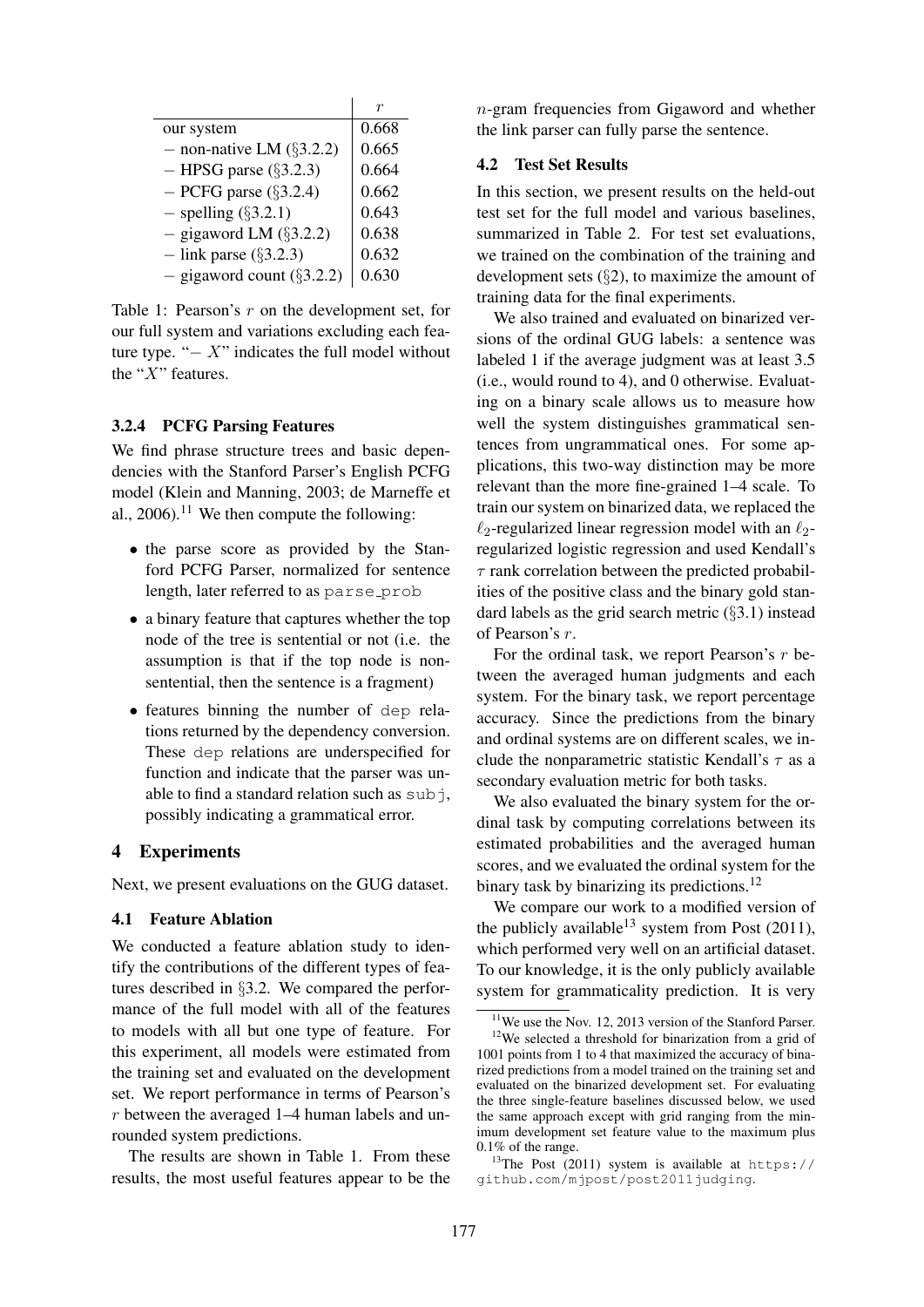| | $r$ |
|---|---|
| our system | 0.668 |
| − non-native LM (§3.2.2) | 0.665 |
| − HPSG parse (§3.2.3) | 0.664 |
| − PCFG parse (§3.2.4) | 0.662 |
| − spelling (§3.2.1) | 0.643 |
| − gigaword LM (§3.2.2) | 0.638 |
| − link parse (§3.2.3) | 0.632 |
| − gigaword count (§3.2.2) | 0.630 |

Table 1: Pearson's $r$ on the development set, for our full system and variations excluding each feature type. "− $X$" indicates the full model without the "$X$" features.

#### 3.2.4 PCFG Parsing Features

We find phrase structure trees and basic dependencies with the Stanford Parser's English PCFG model (Klein and Manning, 2003; de Marneffe et al., 2006).[11] We then compute the following:

- the parse score as provided by the Stanford PCFG Parser, normalized for sentence length, later referred to as `parse_prob`
- a binary feature that captures whether the top node of the tree is sentential or not (i.e. the assumption is that if the top node is non-sentential, then the sentence is a fragment)
- features binning the number of `dep` relations returned by the dependency conversion. These `dep` relations are underspecified for function and indicate that the parser was unable to find a standard relation such as `subj`, possibly indicating a grammatical error.

## 4 Experiments

Next, we present evaluations on the GUG dataset.

### 4.1 Feature Ablation

We conducted a feature ablation study to identify the contributions of the different types of features described in §3.2. We compared the performance of the full model with all of the features to models with all but one type of feature. For this experiment, all models were estimated from the training set and evaluated on the development set. We report performance in terms of Pearson's $r$ between the averaged 1–4 human labels and unrounded system predictions.

The results are shown in Table 1. From these results, the most useful features appear to be the $n$-gram frequencies from Gigaword and whether the link parser can fully parse the sentence.

### 4.2 Test Set Results

In this section, we present results on the held-out test set for the full model and various baselines, summarized in Table 2. For test set evaluations, we trained on the combination of the training and development sets (§2), to maximize the amount of training data for the final experiments.

We also trained and evaluated on binarized versions of the ordinal GUG labels: a sentence was labeled 1 if the average judgment was at least 3.5 (i.e., would round to 4), and 0 otherwise. Evaluating on a binary scale allows us to measure how well the system distinguishes grammatical sentences from ungrammatical ones. For some applications, this two-way distinction may be more relevant than the more fine-grained 1–4 scale. To train our system on binarized data, we replaced the $\ell_2$-regularized linear regression model with an $\ell_2$-regularized logistic regression and used Kendall's $\tau$ rank correlation between the predicted probabilities of the positive class and the binary gold standard labels as the grid search metric (§3.1) instead of Pearson's $r$.

For the ordinal task, we report Pearson's $r$ between the averaged human judgments and each system. For the binary task, we report percentage accuracy. Since the predictions from the binary and ordinal systems are on different scales, we include the nonparametric statistic Kendall's $\tau$ as a secondary evaluation metric for both tasks.

We also evaluated the binary system for the ordinal task by computing correlations between its estimated probabilities and the averaged human scores, and we evaluated the ordinal system for the binary task by binarizing its predictions.[12]

We compare our work to a modified version of the publicly available[13] system from Post (2011), which performed very well on an artificial dataset. To our knowledge, it is the only publicly available system for grammaticality prediction. It is very

[11] We use the Nov. 12, 2013 version of the Stanford Parser.

[12] We selected a threshold for binarization from a grid of 1001 points from 1 to 4 that maximized the accuracy of binarized predictions from a model trained on the training set and evaluated on the binarized development set. For evaluating the three single-feature baselines discussed below, we used the same approach except with grid ranging from the minimum development set feature value to the maximum plus 0.1% of the range.

[13] The Post (2011) system is available at https://github.com/mjpost/post2011judging.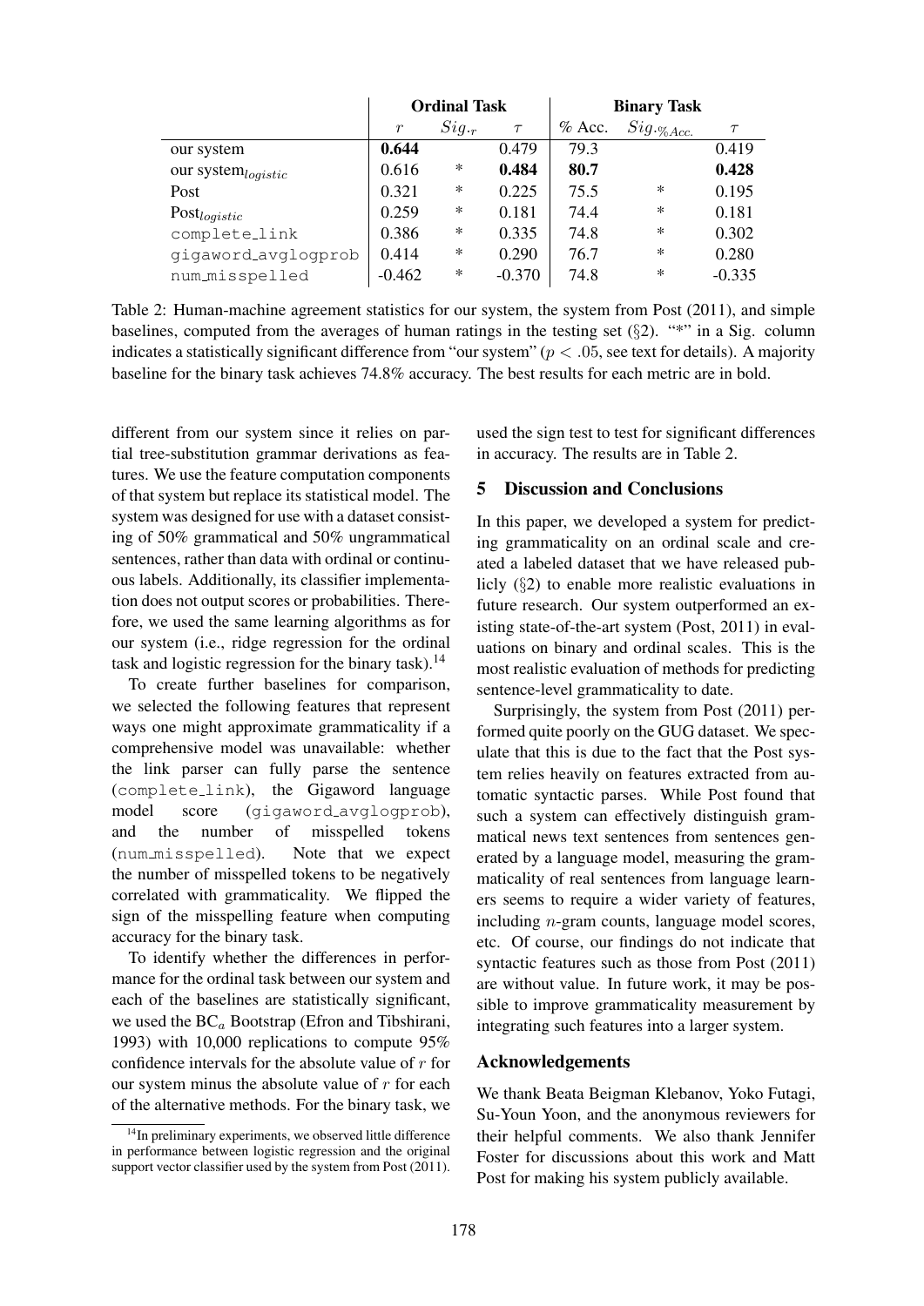| | Ordinal Task | | | Binary Task | | |
|---|---|---|---|---|---|---|
| | $r$ | $Sig._r$ | $\tau$ | % Acc. | $Sig._{\%Acc.}$ | $\tau$ |
| our system | **0.644** | | 0.479 | 79.3 | | 0.419 |
| our system$_{logistic}$ | 0.616 | * | **0.484** | **80.7** | | **0.428** |
| Post | 0.321 | * | 0.225 | 75.5 | * | 0.195 |
| Post$_{logistic}$ | 0.259 | * | 0.181 | 74.4 | * | 0.181 |
| `complete_link` | 0.386 | * | 0.335 | 74.8 | * | 0.302 |
| `gigaword_avglogprob` | 0.414 | * | 0.290 | 76.7 | * | 0.280 |
| `num_misspelled` | -0.462 | * | -0.370 | 74.8 | * | -0.335 |

Table 2: Human-machine agreement statistics for our system, the system from Post (2011), and simple baselines, computed from the averages of human ratings in the testing set (§2). "*" in a Sig. column indicates a statistically significant difference from "our system" ($p < .05$, see text for details). A majority baseline for the binary task achieves 74.8% accuracy. The best results for each metric are in bold.

different from our system since it relies on partial tree-substitution grammar derivations as features. We use the feature computation components of that system but replace its statistical model. The system was designed for use with a dataset consisting of 50% grammatical and 50% ungrammatical sentences, rather than data with ordinal or continuous labels. Additionally, its classifier implementation does not output scores or probabilities. Therefore, we used the same learning algorithms as for our system (i.e., ridge regression for the ordinal task and logistic regression for the binary task).[14]

To create further baselines for comparison, we selected the following features that represent ways one might approximate grammaticality if a comprehensive model was unavailable: whether the link parser can fully parse the sentence (`complete_link`), the Gigaword language model score (`gigaword_avglogprob`), and the number of misspelled tokens (`num_misspelled`). Note that we expect the number of misspelled tokens to be negatively correlated with grammaticality. We flipped the sign of the misspelling feature when computing accuracy for the binary task.

To identify whether the differences in performance for the ordinal task between our system and each of the baselines are statistically significant, we used the BC$_a$ Bootstrap (Efron and Tibshirani, 1993) with 10,000 replications to compute 95% confidence intervals for the absolute value of $r$ for our system minus the absolute value of $r$ for each of the alternative methods. For the binary task, we used the sign test to test for significant differences in accuracy. The results are in Table 2.

[14] In preliminary experiments, we observed little difference in performance between logistic regression and the original support vector classifier used by the system from Post (2011).

## 5 Discussion and Conclusions

In this paper, we developed a system for predicting grammaticality on an ordinal scale and created a labeled dataset that we have released publicly (§2) to enable more realistic evaluations in future research. Our system outperformed an existing state-of-the-art system (Post, 2011) in evaluations on binary and ordinal scales. This is the most realistic evaluation of methods for predicting sentence-level grammaticality to date.

Surprisingly, the system from Post (2011) performed quite poorly on the GUG dataset. We speculate that this is due to the fact that the Post system relies heavily on features extracted from automatic syntactic parses. While Post found that such a system can effectively distinguish grammatical news text sentences from sentences generated by a language model, measuring the grammaticality of real sentences from language learners seems to require a wider variety of features, including $n$-gram counts, language model scores, etc. Of course, our findings do not indicate that syntactic features such as those from Post (2011) are without value. In future work, it may be possible to improve grammaticality measurement by integrating such features into a larger system.

### Acknowledgements

We thank Beata Beigman Klebanov, Yoko Futagi, Su-Youn Yoon, and the anonymous reviewers for their helpful comments. We also thank Jennifer Foster for discussions about this work and Matt Post for making his system publicly available.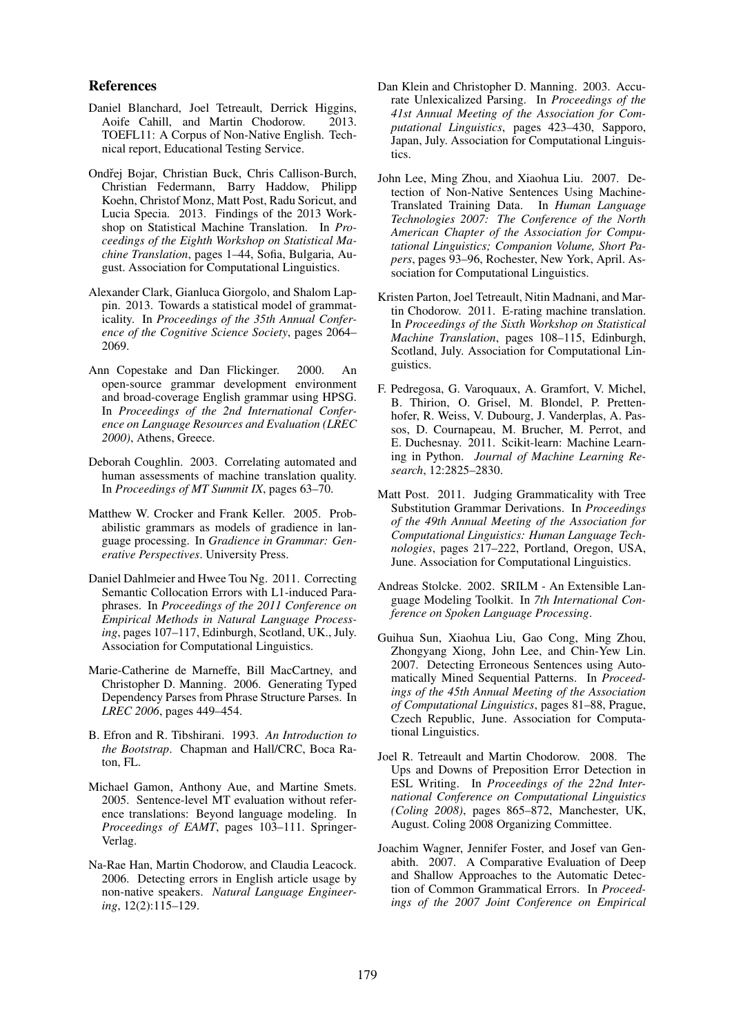## References

Daniel Blanchard, Joel Tetreault, Derrick Higgins, Aoife Cahill, and Martin Chodorow. 2013. TOEFL11: A Corpus of Non-Native English. Technical report, Educational Testing Service.

Ondřej Bojar, Christian Buck, Chris Callison-Burch, Christian Federmann, Barry Haddow, Philipp Koehn, Christof Monz, Matt Post, Radu Soricut, and Lucia Specia. 2013. Findings of the 2013 Workshop on Statistical Machine Translation. In *Proceedings of the Eighth Workshop on Statistical Machine Translation*, pages 1–44, Sofia, Bulgaria, August. Association for Computational Linguistics.

Alexander Clark, Gianluca Giorgolo, and Shalom Lappin. 2013. Towards a statistical model of grammaticality. In *Proceedings of the 35th Annual Conference of the Cognitive Science Society*, pages 2064–2069.

Ann Copestake and Dan Flickinger. 2000. An open-source grammar development environment and broad-coverage English grammar using HPSG. In *Proceedings of the 2nd International Conference on Language Resources and Evaluation (LREC 2000)*, Athens, Greece.

Deborah Coughlin. 2003. Correlating automated and human assessments of machine translation quality. In *Proceedings of MT Summit IX*, pages 63–70.

Matthew W. Crocker and Frank Keller. 2005. Probabilistic grammars as models of gradience in language processing. In *Gradience in Grammar: Generative Perspectives*. University Press.

Daniel Dahlmeier and Hwee Tou Ng. 2011. Correcting Semantic Collocation Errors with L1-induced Paraphrases. In *Proceedings of the 2011 Conference on Empirical Methods in Natural Language Processing*, pages 107–117, Edinburgh, Scotland, UK., July. Association for Computational Linguistics.

Marie-Catherine de Marneffe, Bill MacCartney, and Christopher D. Manning. 2006. Generating Typed Dependency Parses from Phrase Structure Parses. In *LREC 2006*, pages 449–454.

B. Efron and R. Tibshirani. 1993. *An Introduction to the Bootstrap*. Chapman and Hall/CRC, Boca Raton, FL.

Michael Gamon, Anthony Aue, and Martine Smets. 2005. Sentence-level MT evaluation without reference translations: Beyond language modeling. In *Proceedings of EAMT*, pages 103–111. Springer-Verlag.

Na-Rae Han, Martin Chodorow, and Claudia Leacock. 2006. Detecting errors in English article usage by non-native speakers. *Natural Language Engineering*, 12(2):115–129.

Dan Klein and Christopher D. Manning. 2003. Accurate Unlexicalized Parsing. In *Proceedings of the 41st Annual Meeting of the Association for Computational Linguistics*, pages 423–430, Sapporo, Japan, July. Association for Computational Linguistics.

John Lee, Ming Zhou, and Xiaohua Liu. 2007. Detection of Non-Native Sentences Using Machine-Translated Training Data. In *Human Language Technologies 2007: The Conference of the North American Chapter of the Association for Computational Linguistics; Companion Volume, Short Papers*, pages 93–96, Rochester, New York, April. Association for Computational Linguistics.

Kristen Parton, Joel Tetreault, Nitin Madnani, and Martin Chodorow. 2011. E-rating machine translation. In *Proceedings of the Sixth Workshop on Statistical Machine Translation*, pages 108–115, Edinburgh, Scotland, July. Association for Computational Linguistics.

F. Pedregosa, G. Varoquaux, A. Gramfort, V. Michel, B. Thirion, O. Grisel, M. Blondel, P. Prettenhofer, R. Weiss, V. Dubourg, J. Vanderplas, A. Passos, D. Cournapeau, M. Brucher, M. Perrot, and E. Duchesnay. 2011. Scikit-learn: Machine Learning in Python. *Journal of Machine Learning Research*, 12:2825–2830.

Matt Post. 2011. Judging Grammaticality with Tree Substitution Grammar Derivations. In *Proceedings of the 49th Annual Meeting of the Association for Computational Linguistics: Human Language Technologies*, pages 217–222, Portland, Oregon, USA, June. Association for Computational Linguistics.

Andreas Stolcke. 2002. SRILM - An Extensible Language Modeling Toolkit. In *7th International Conference on Spoken Language Processing*.

Guihua Sun, Xiaohua Liu, Gao Cong, Ming Zhou, Zhongyang Xiong, John Lee, and Chin-Yew Lin. 2007. Detecting Erroneous Sentences using Automatically Mined Sequential Patterns. In *Proceedings of the 45th Annual Meeting of the Association of Computational Linguistics*, pages 81–88, Prague, Czech Republic, June. Association for Computational Linguistics.

Joel R. Tetreault and Martin Chodorow. 2008. The Ups and Downs of Preposition Error Detection in ESL Writing. In *Proceedings of the 22nd International Conference on Computational Linguistics (Coling 2008)*, pages 865–872, Manchester, UK, August. Coling 2008 Organizing Committee.

Joachim Wagner, Jennifer Foster, and Josef van Genabith. 2007. A Comparative Evaluation of Deep and Shallow Approaches to the Automatic Detection of Common Grammatical Errors. In *Proceedings of the 2007 Joint Conference on Empirical*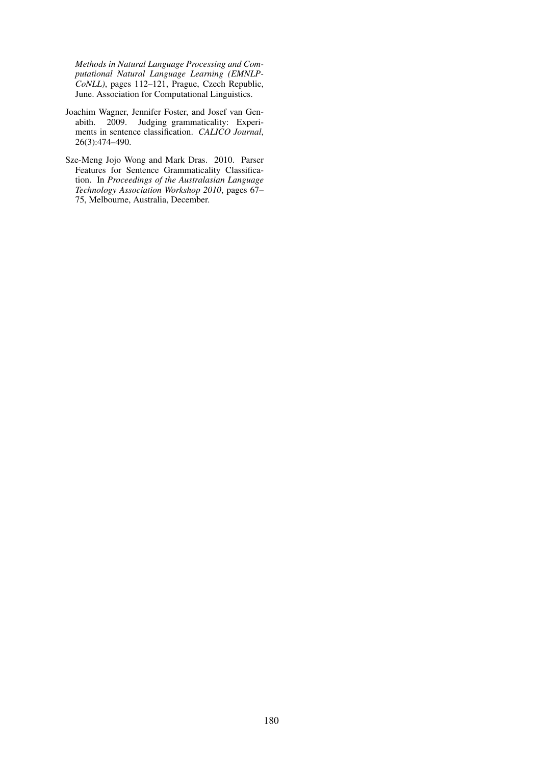*Methods in Natural Language Processing and Computational Natural Language Learning (EMNLP-CoNLL)*, pages 112–121, Prague, Czech Republic, June. Association for Computational Linguistics.

Joachim Wagner, Jennifer Foster, and Josef van Genabith. 2009. Judging grammaticality: Experiments in sentence classification. *CALICO Journal*, 26(3):474–490.

Sze-Meng Jojo Wong and Mark Dras. 2010. Parser Features for Sentence Grammaticality Classification. In *Proceedings of the Australasian Language Technology Association Workshop 2010*, pages 67–75, Melbourne, Australia, December.